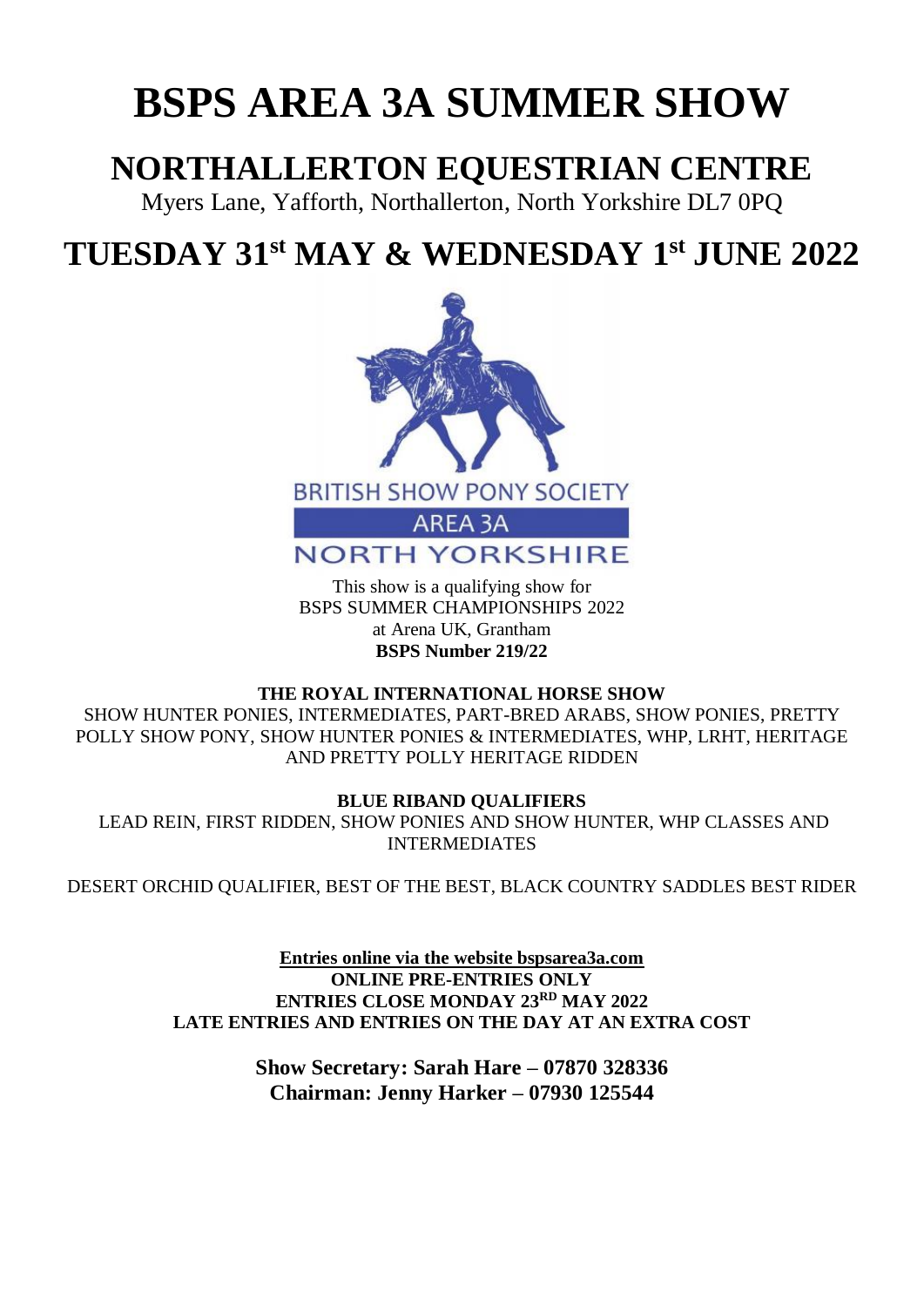# BSPS AREA 3A SUMMER SHOW

## NORTHALLERTON EQUESTRIAN CENTRE

Myers Lane, Yafforth, Northallerton, North Yorkshire DL7 0PQ

## TUESDAY 31st MAY & WEDNESDAY 1st JUNE 2022

BRITISH SHOW PONY SOCIETY

AREA 3A

NORTH YORKSHIRE

This show is a qualifying show for
BSPS SUMMER CHAMPIONSHIPS 2022
at Arena UK, Grantham
**BSPS Number 219/22**

**THE ROYAL INTERNATIONAL HORSE SHOW**

SHOW HUNTER PONIES, INTERMEDIATES, PART-BRED ARABS, SHOW PONIES, PRETTY POLLY SHOW PONY, SHOW HUNTER PONIES & INTERMEDIATES, WHP, LRHT, HERITAGE AND PRETTY POLLY HERITAGE RIDDEN

**BLUE RIBAND QUALIFIERS**

LEAD REIN, FIRST RIDDEN, SHOW PONIES AND SHOW HUNTER, WHP CLASSES AND INTERMEDIATES

DESERT ORCHID QUALIFIER, BEST OF THE BEST, BLACK COUNTRY SADDLES BEST RIDER

**Entries online via the website bspsarea3a.com**
**ONLINE PRE-ENTRIES ONLY**
**ENTRIES CLOSE MONDAY 23RD MAY 2022**
**LATE ENTRIES AND ENTRIES ON THE DAY AT AN EXTRA COST**

**Show Secretary: Sarah Hare – 07870 328336**
**Chairman: Jenny Harker – 07930 125544**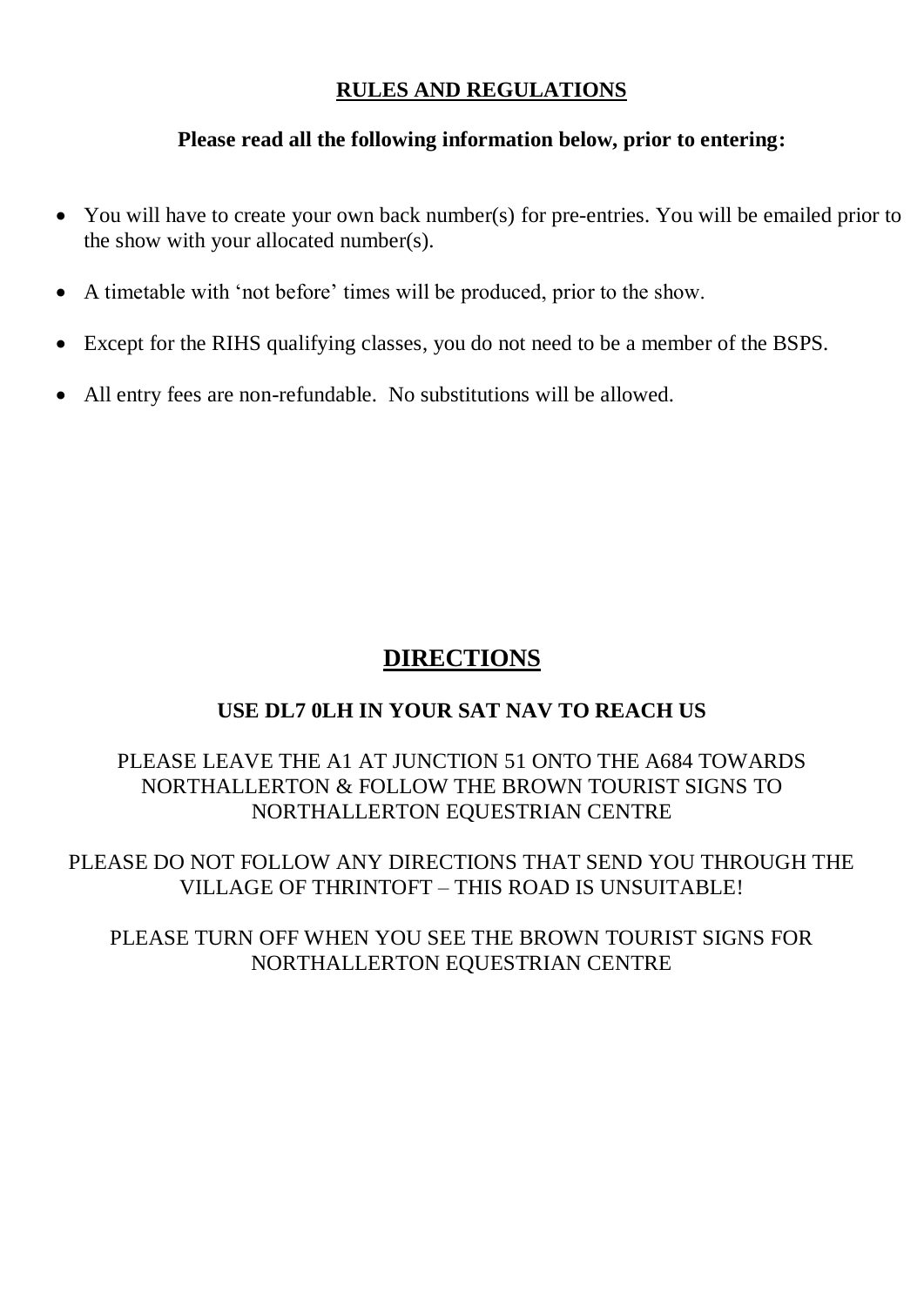## RULES AND REGULATIONS

**Please read all the following information below, prior to entering:**

- You will have to create your own back number(s) for pre-entries. You will be emailed prior to the show with your allocated number(s).
- A timetable with 'not before' times will be produced, prior to the show.
- Except for the RIHS qualifying classes, you do not need to be a member of the BSPS.
- All entry fees are non-refundable. No substitutions will be allowed.

## DIRECTIONS

**USE DL7 0LH IN YOUR SAT NAV TO REACH US**

PLEASE LEAVE THE A1 AT JUNCTION 51 ONTO THE A684 TOWARDS NORTHALLERTON & FOLLOW THE BROWN TOURIST SIGNS TO NORTHALLERTON EQUESTRIAN CENTRE

PLEASE DO NOT FOLLOW ANY DIRECTIONS THAT SEND YOU THROUGH THE VILLAGE OF THRINTOFT – THIS ROAD IS UNSUITABLE!

PLEASE TURN OFF WHEN YOU SEE THE BROWN TOURIST SIGNS FOR NORTHALLERTON EQUESTRIAN CENTRE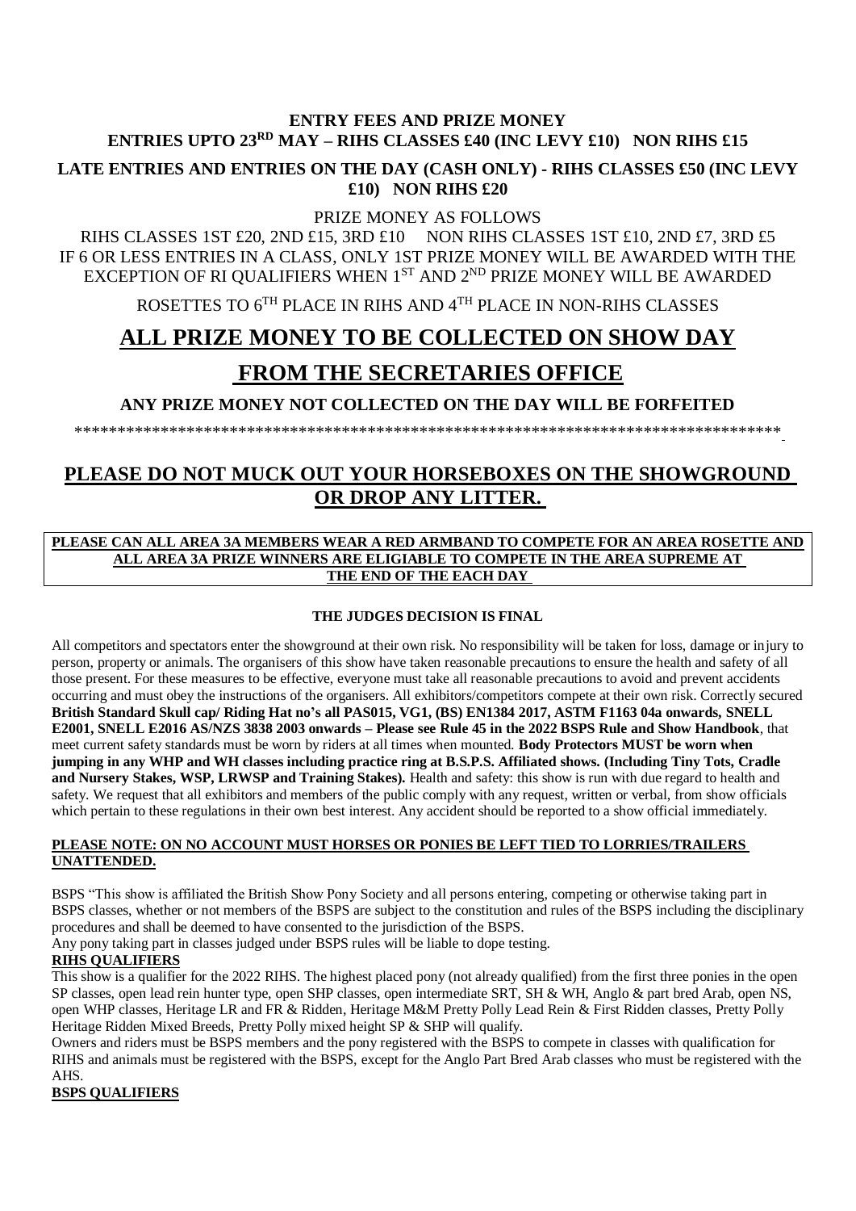**ENTRY FEES AND PRIZE MONEY**
**ENTRIES UPTO 23RD MAY – RIHS CLASSES £40 (INC LEVY £10) NON RIHS £15**

**LATE ENTRIES AND ENTRIES ON THE DAY (CASH ONLY) - RIHS CLASSES £50 (INC LEVY £10) NON RIHS £20**

PRIZE MONEY AS FOLLOWS

RIHS CLASSES 1ST £20, 2ND £15, 3RD £10 NON RIHS CLASSES 1ST £10, 2ND £7, 3RD £5
IF 6 OR LESS ENTRIES IN A CLASS, ONLY 1ST PRIZE MONEY WILL BE AWARDED WITH THE EXCEPTION OF RI QUALIFIERS WHEN 1ST AND 2ND PRIZE MONEY WILL BE AWARDED

ROSETTES TO 6TH PLACE IN RIHS AND 4TH PLACE IN NON-RIHS CLASSES

## ALL PRIZE MONEY TO BE COLLECTED ON SHOW DAY

## FROM THE SECRETARIES OFFICE

**ANY PRIZE MONEY NOT COLLECTED ON THE DAY WILL BE FORFEITED**

***********************************************************************************

## PLEASE DO NOT MUCK OUT YOUR HORSEBOXES ON THE SHOWGROUND OR DROP ANY LITTER.

**PLEASE CAN ALL AREA 3A MEMBERS WEAR A RED ARMBAND TO COMPETE FOR AN AREA ROSETTE AND ALL AREA 3A PRIZE WINNERS ARE ELIGIABLE TO COMPETE IN THE AREA SUPREME AT THE END OF THE EACH DAY**

**THE JUDGES DECISION IS FINAL**

All competitors and spectators enter the showground at their own risk. No responsibility will be taken for loss, damage or injury to person, property or animals. The organisers of this show have taken reasonable precautions to ensure the health and safety of all those present. For these measures to be effective, everyone must take all reasonable precautions to avoid and prevent accidents occurring and must obey the instructions of the organisers. All exhibitors/competitors compete at their own risk. Correctly secured **British Standard Skull cap/ Riding Hat no's all PAS015, VG1, (BS) EN1384 2017, ASTM F1163 04a onwards, SNELL E2001, SNELL E2016 AS/NZS 3838 2003 onwards – Please see Rule 45 in the 2022 BSPS Rule and Show Handbook**, that meet current safety standards must be worn by riders at all times when mounted. **Body Protectors MUST be worn when jumping in any WHP and WH classes including practice ring at B.S.P.S. Affiliated shows. (Including Tiny Tots, Cradle and Nursery Stakes, WSP, LRWSP and Training Stakes).** Health and safety: this show is run with due regard to health and safety. We request that all exhibitors and members of the public comply with any request, written or verbal, from show officials which pertain to these regulations in their own best interest. Any accident should be reported to a show official immediately.

**PLEASE NOTE: ON NO ACCOUNT MUST HORSES OR PONIES BE LEFT TIED TO LORRIES/TRAILERS UNATTENDED.**

BSPS "This show is affiliated the British Show Pony Society and all persons entering, competing or otherwise taking part in BSPS classes, whether or not members of the BSPS are subject to the constitution and rules of the BSPS including the disciplinary procedures and shall be deemed to have consented to the jurisdiction of the BSPS.

Any pony taking part in classes judged under BSPS rules will be liable to dope testing.

**RIHS QUALIFIERS**

This show is a qualifier for the 2022 RIHS. The highest placed pony (not already qualified) from the first three ponies in the open SP classes, open lead rein hunter type, open SHP classes, open intermediate SRT, SH & WH, Anglo & part bred Arab, open NS, open WHP classes, Heritage LR and FR & Ridden, Heritage M&M Pretty Polly Lead Rein & First Ridden classes, Pretty Polly Heritage Ridden Mixed Breeds, Pretty Polly mixed height SP & SHP will qualify.

Owners and riders must be BSPS members and the pony registered with the BSPS to compete in classes with qualification for RIHS and animals must be registered with the BSPS, except for the Anglo Part Bred Arab classes who must be registered with the AHS.

**BSPS QUALIFIERS**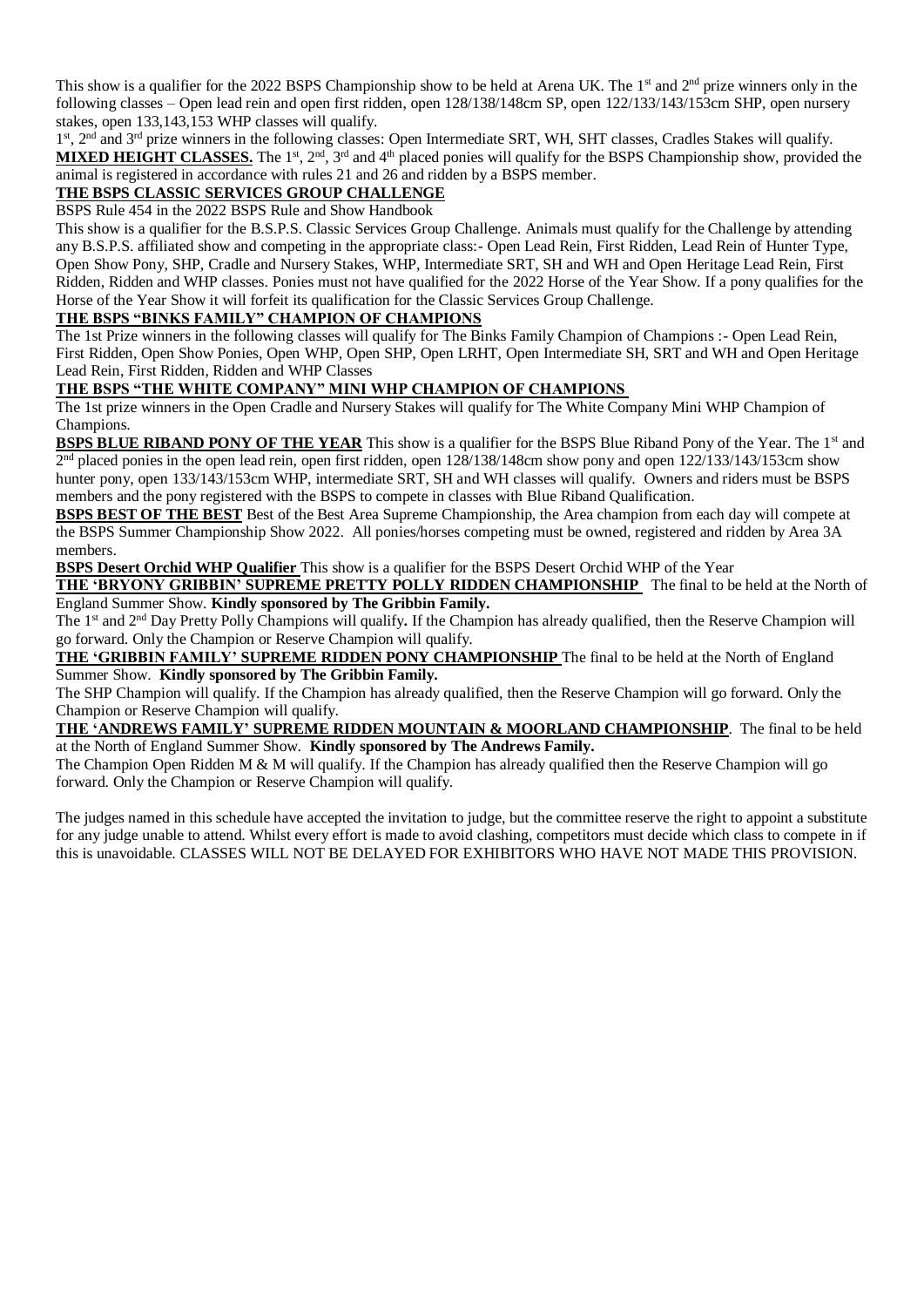This show is a qualifier for the 2022 BSPS Championship show to be held at Arena UK. The 1st and 2nd prize winners only in the following classes – Open lead rein and open first ridden, open 128/138/148cm SP, open 122/133/143/153cm SHP, open nursery stakes, open 133,143,153 WHP classes will qualify.

1st, 2nd and 3rd prize winners in the following classes: Open Intermediate SRT, WH, SHT classes, Cradles Stakes will qualify.

**MIXED HEIGHT CLASSES.** The 1st, 2nd, 3rd and 4th placed ponies will qualify for the BSPS Championship show, provided the animal is registered in accordance with rules 21 and 26 and ridden by a BSPS member.

**THE BSPS CLASSIC SERVICES GROUP CHALLENGE**

BSPS Rule 454 in the 2022 BSPS Rule and Show Handbook

This show is a qualifier for the B.S.P.S. Classic Services Group Challenge. Animals must qualify for the Challenge by attending any B.S.P.S. affiliated show and competing in the appropriate class:- Open Lead Rein, First Ridden, Lead Rein of Hunter Type, Open Show Pony, SHP, Cradle and Nursery Stakes, WHP, Intermediate SRT, SH and WH and Open Heritage Lead Rein, First Ridden, Ridden and WHP classes. Ponies must not have qualified for the 2022 Horse of the Year Show. If a pony qualifies for the Horse of the Year Show it will forfeit its qualification for the Classic Services Group Challenge.

**THE BSPS "BINKS FAMILY" CHAMPION OF CHAMPIONS**

The 1st Prize winners in the following classes will qualify for The Binks Family Champion of Champions :- Open Lead Rein, First Ridden, Open Show Ponies, Open WHP, Open SHP, Open LRHT, Open Intermediate SH, SRT and WH and Open Heritage Lead Rein, First Ridden, Ridden and WHP Classes

**THE BSPS "THE WHITE COMPANY" MINI WHP CHAMPION OF CHAMPIONS**

The 1st prize winners in the Open Cradle and Nursery Stakes will qualify for The White Company Mini WHP Champion of Champions.

**BSPS BLUE RIBAND PONY OF THE YEAR** This show is a qualifier for the BSPS Blue Riband Pony of the Year. The 1st and 2nd placed ponies in the open lead rein, open first ridden, open 128/138/148cm show pony and open 122/133/143/153cm show hunter pony, open 133/143/153cm WHP, intermediate SRT, SH and WH classes will qualify. Owners and riders must be BSPS members and the pony registered with the BSPS to compete in classes with Blue Riband Qualification.

**BSPS BEST OF THE BEST** Best of the Best Area Supreme Championship, the Area champion from each day will compete at the BSPS Summer Championship Show 2022. All ponies/horses competing must be owned, registered and ridden by Area 3A members.

**BSPS Desert Orchid WHP Qualifier** This show is a qualifier for the BSPS Desert Orchid WHP of the Year

**THE 'BRYONY GRIBBIN' SUPREME PRETTY POLLY RIDDEN CHAMPIONSHIP** The final to be held at the North of England Summer Show. **Kindly sponsored by The Gribbin Family.**

The 1st and 2nd Day Pretty Polly Champions will qualify**.** If the Champion has already qualified, then the Reserve Champion will go forward. Only the Champion or Reserve Champion will qualify.

**THE 'GRIBBIN FAMILY' SUPREME RIDDEN PONY CHAMPIONSHIP** The final to be held at the North of England Summer Show. **Kindly sponsored by The Gribbin Family.**

The SHP Champion will qualify. If the Champion has already qualified, then the Reserve Champion will go forward. Only the Champion or Reserve Champion will qualify.

**THE 'ANDREWS FAMILY' SUPREME RIDDEN MOUNTAIN & MOORLAND CHAMPIONSHIP**. The final to be held at the North of England Summer Show. **Kindly sponsored by The Andrews Family.**

The Champion Open Ridden M & M will qualify. If the Champion has already qualified then the Reserve Champion will go forward. Only the Champion or Reserve Champion will qualify.

The judges named in this schedule have accepted the invitation to judge, but the committee reserve the right to appoint a substitute for any judge unable to attend. Whilst every effort is made to avoid clashing, competitors must decide which class to compete in if this is unavoidable. CLASSES WILL NOT BE DELAYED FOR EXHIBITORS WHO HAVE NOT MADE THIS PROVISION.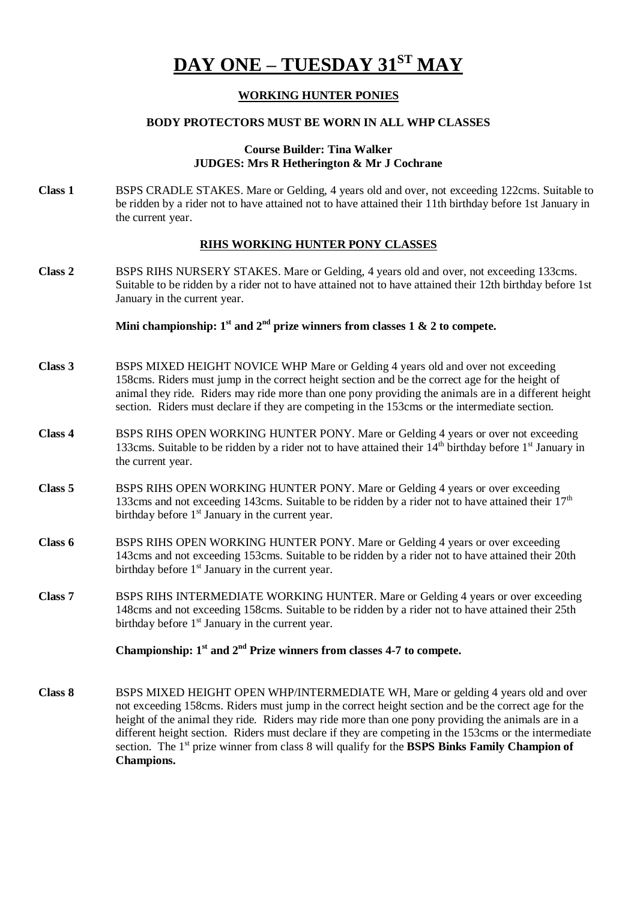# DAY ONE – TUESDAY 31ST MAY

### WORKING HUNTER PONIES

**BODY PROTECTORS MUST BE WORN IN ALL WHP CLASSES**

**Course Builder: Tina Walker**
**JUDGES: Mrs R Hetherington & Mr J Cochrane**

**Class 1** BSPS CRADLE STAKES. Mare or Gelding, 4 years old and over, not exceeding 122cms. Suitable to be ridden by a rider not to have attained not to have attained their 11th birthday before 1st January in the current year.

### RIHS WORKING HUNTER PONY CLASSES

**Class 2** BSPS RIHS NURSERY STAKES. Mare or Gelding, 4 years old and over, not exceeding 133cms. Suitable to be ridden by a rider not to have attained not to have attained their 12th birthday before 1st January in the current year.

**Mini championship: 1st and 2nd prize winners from classes 1 & 2 to compete.**

**Class 3** BSPS MIXED HEIGHT NOVICE WHP Mare or Gelding 4 years old and over not exceeding 158cms. Riders must jump in the correct height section and be the correct age for the height of animal they ride. Riders may ride more than one pony providing the animals are in a different height section. Riders must declare if they are competing in the 153cms or the intermediate section.

**Class 4** BSPS RIHS OPEN WORKING HUNTER PONY. Mare or Gelding 4 years or over not exceeding 133cms. Suitable to be ridden by a rider not to have attained their 14th birthday before 1st January in the current year.

**Class 5** BSPS RIHS OPEN WORKING HUNTER PONY. Mare or Gelding 4 years or over exceeding 133cms and not exceeding 143cms. Suitable to be ridden by a rider not to have attained their 17th birthday before 1st January in the current year.

**Class 6** BSPS RIHS OPEN WORKING HUNTER PONY. Mare or Gelding 4 years or over exceeding 143cms and not exceeding 153cms. Suitable to be ridden by a rider not to have attained their 20th birthday before 1st January in the current year.

**Class 7** BSPS RIHS INTERMEDIATE WORKING HUNTER. Mare or Gelding 4 years or over exceeding 148cms and not exceeding 158cms. Suitable to be ridden by a rider not to have attained their 25th birthday before 1st January in the current year.

**Championship: 1st and 2nd Prize winners from classes 4-7 to compete.**

**Class 8** BSPS MIXED HEIGHT OPEN WHP/INTERMEDIATE WH, Mare or gelding 4 years old and over not exceeding 158cms. Riders must jump in the correct height section and be the correct age for the height of the animal they ride. Riders may ride more than one pony providing the animals are in a different height section. Riders must declare if they are competing in the 153cms or the intermediate section. The 1st prize winner from class 8 will qualify for the **BSPS Binks Family Champion of Champions.**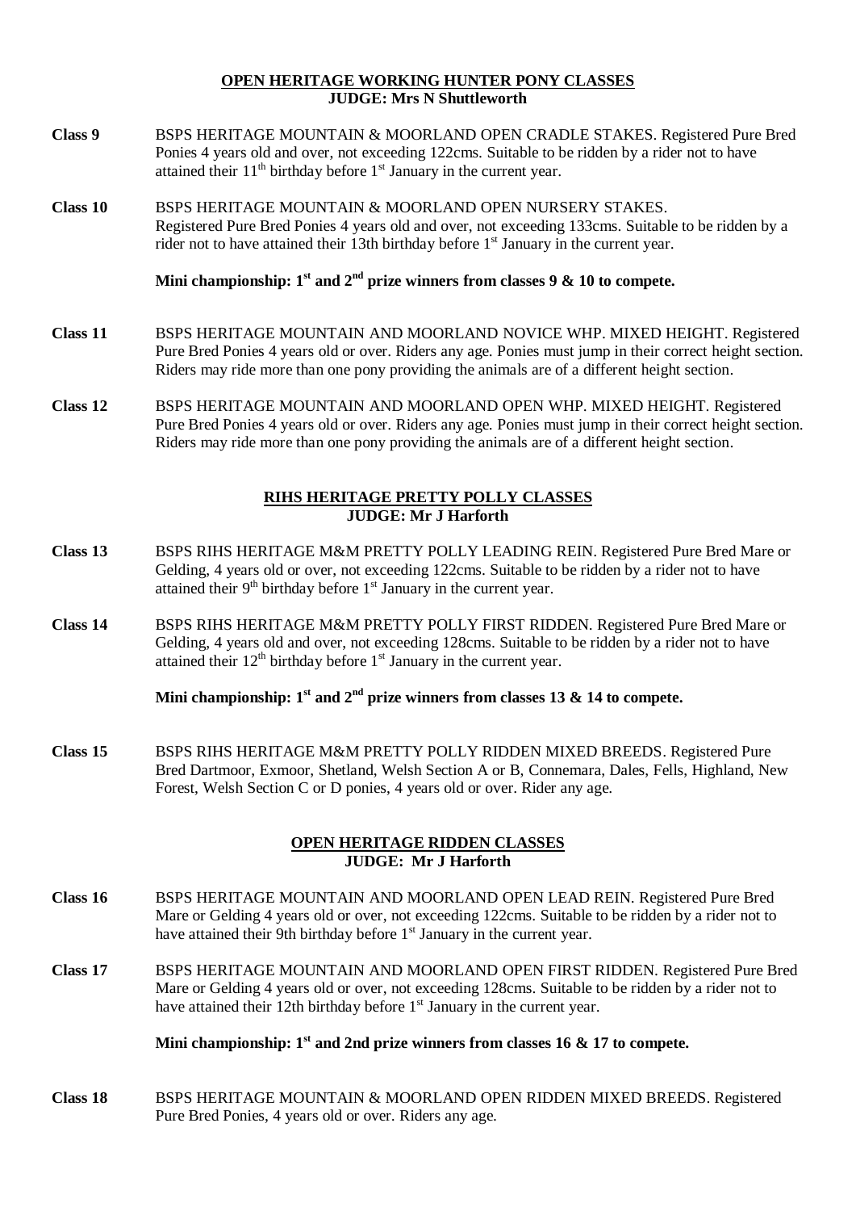## OPEN HERITAGE WORKING HUNTER PONY CLASSES
**JUDGE: Mrs N Shuttleworth**

**Class 9** BSPS HERITAGE MOUNTAIN & MOORLAND OPEN CRADLE STAKES. Registered Pure Bred Ponies 4 years old and over, not exceeding 122cms. Suitable to be ridden by a rider not to have attained their 11th birthday before 1st January in the current year.

**Class 10** BSPS HERITAGE MOUNTAIN & MOORLAND OPEN NURSERY STAKES. Registered Pure Bred Ponies 4 years old and over, not exceeding 133cms. Suitable to be ridden by a rider not to have attained their 13th birthday before 1st January in the current year.

**Mini championship: 1st and 2nd prize winners from classes 9 & 10 to compete.**

**Class 11** BSPS HERITAGE MOUNTAIN AND MOORLAND NOVICE WHP. MIXED HEIGHT. Registered Pure Bred Ponies 4 years old or over. Riders any age. Ponies must jump in their correct height section. Riders may ride more than one pony providing the animals are of a different height section.

**Class 12** BSPS HERITAGE MOUNTAIN AND MOORLAND OPEN WHP. MIXED HEIGHT. Registered Pure Bred Ponies 4 years old or over. Riders any age. Ponies must jump in their correct height section. Riders may ride more than one pony providing the animals are of a different height section.

## RIHS HERITAGE PRETTY POLLY CLASSES
**JUDGE: Mr J Harforth**

**Class 13** BSPS RIHS HERITAGE M&M PRETTY POLLY LEADING REIN. Registered Pure Bred Mare or Gelding, 4 years old or over, not exceeding 122cms. Suitable to be ridden by a rider not to have attained their 9th birthday before 1st January in the current year.

**Class 14** BSPS RIHS HERITAGE M&M PRETTY POLLY FIRST RIDDEN. Registered Pure Bred Mare or Gelding, 4 years old and over, not exceeding 128cms. Suitable to be ridden by a rider not to have attained their 12th birthday before 1st January in the current year.

**Mini championship: 1st and 2nd prize winners from classes 13 & 14 to compete.**

**Class 15** BSPS RIHS HERITAGE M&M PRETTY POLLY RIDDEN MIXED BREEDS. Registered Pure Bred Dartmoor, Exmoor, Shetland, Welsh Section A or B, Connemara, Dales, Fells, Highland, New Forest, Welsh Section C or D ponies, 4 years old or over. Rider any age.

## OPEN HERITAGE RIDDEN CLASSES
**JUDGE: Mr J Harforth**

**Class 16** BSPS HERITAGE MOUNTAIN AND MOORLAND OPEN LEAD REIN. Registered Pure Bred Mare or Gelding 4 years old or over, not exceeding 122cms. Suitable to be ridden by a rider not to have attained their 9th birthday before 1st January in the current year.

**Class 17** BSPS HERITAGE MOUNTAIN AND MOORLAND OPEN FIRST RIDDEN. Registered Pure Bred Mare or Gelding 4 years old or over, not exceeding 128cms. Suitable to be ridden by a rider not to have attained their 12th birthday before 1st January in the current year.

**Mini championship: 1st and 2nd prize winners from classes 16 & 17 to compete.**

**Class 18** BSPS HERITAGE MOUNTAIN & MOORLAND OPEN RIDDEN MIXED BREEDS. Registered Pure Bred Ponies, 4 years old or over. Riders any age.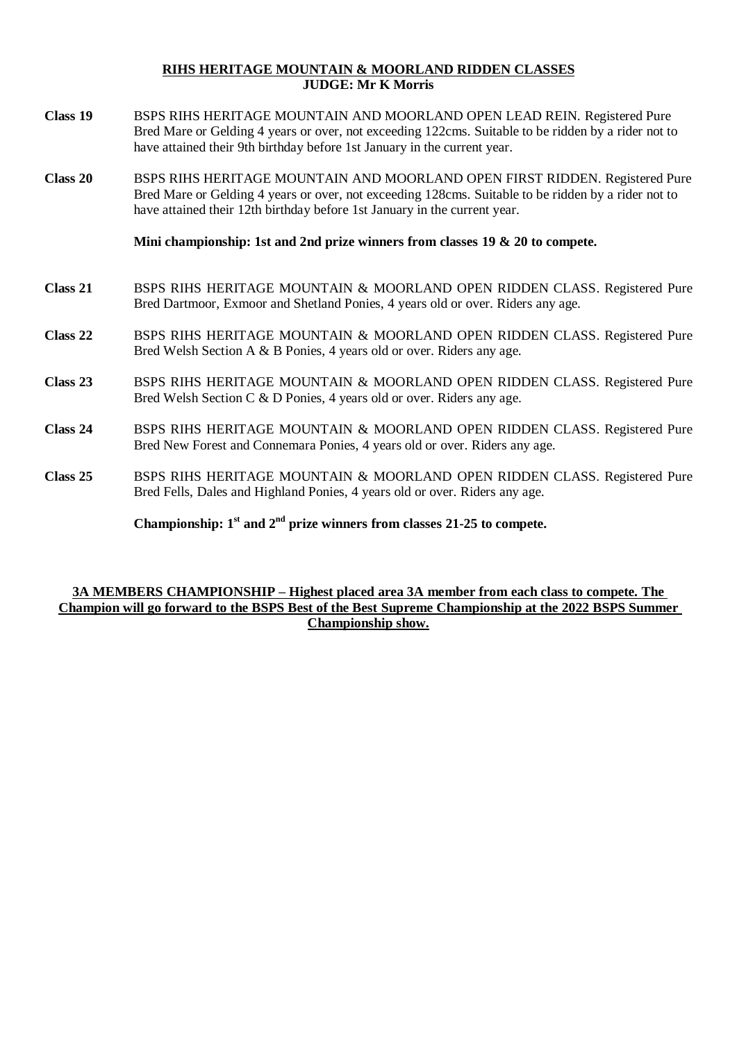## RIHS HERITAGE MOUNTAIN & MOORLAND RIDDEN CLASSES
**JUDGE: Mr K Morris**

**Class 19** BSPS RIHS HERITAGE MOUNTAIN AND MOORLAND OPEN LEAD REIN. Registered Pure Bred Mare or Gelding 4 years or over, not exceeding 122cms. Suitable to be ridden by a rider not to have attained their 9th birthday before 1st January in the current year.

**Class 20** BSPS RIHS HERITAGE MOUNTAIN AND MOORLAND OPEN FIRST RIDDEN. Registered Pure Bred Mare or Gelding 4 years or over, not exceeding 128cms. Suitable to be ridden by a rider not to have attained their 12th birthday before 1st January in the current year.

**Mini championship: 1st and 2nd prize winners from classes 19 & 20 to compete.**

**Class 21** BSPS RIHS HERITAGE MOUNTAIN & MOORLAND OPEN RIDDEN CLASS. Registered Pure Bred Dartmoor, Exmoor and Shetland Ponies, 4 years old or over. Riders any age.

**Class 22** BSPS RIHS HERITAGE MOUNTAIN & MOORLAND OPEN RIDDEN CLASS. Registered Pure Bred Welsh Section A & B Ponies, 4 years old or over. Riders any age.

**Class 23** BSPS RIHS HERITAGE MOUNTAIN & MOORLAND OPEN RIDDEN CLASS. Registered Pure Bred Welsh Section C & D Ponies, 4 years old or over. Riders any age.

**Class 24** BSPS RIHS HERITAGE MOUNTAIN & MOORLAND OPEN RIDDEN CLASS. Registered Pure Bred New Forest and Connemara Ponies, 4 years old or over. Riders any age.

**Class 25** BSPS RIHS HERITAGE MOUNTAIN & MOORLAND OPEN RIDDEN CLASS. Registered Pure Bred Fells, Dales and Highland Ponies, 4 years old or over. Riders any age.

**Championship: 1st and 2nd prize winners from classes 21-25 to compete.**

**3A MEMBERS CHAMPIONSHIP – Highest placed area 3A member from each class to compete. The Champion will go forward to the BSPS Best of the Best Supreme Championship at the 2022 BSPS Summer Championship show.**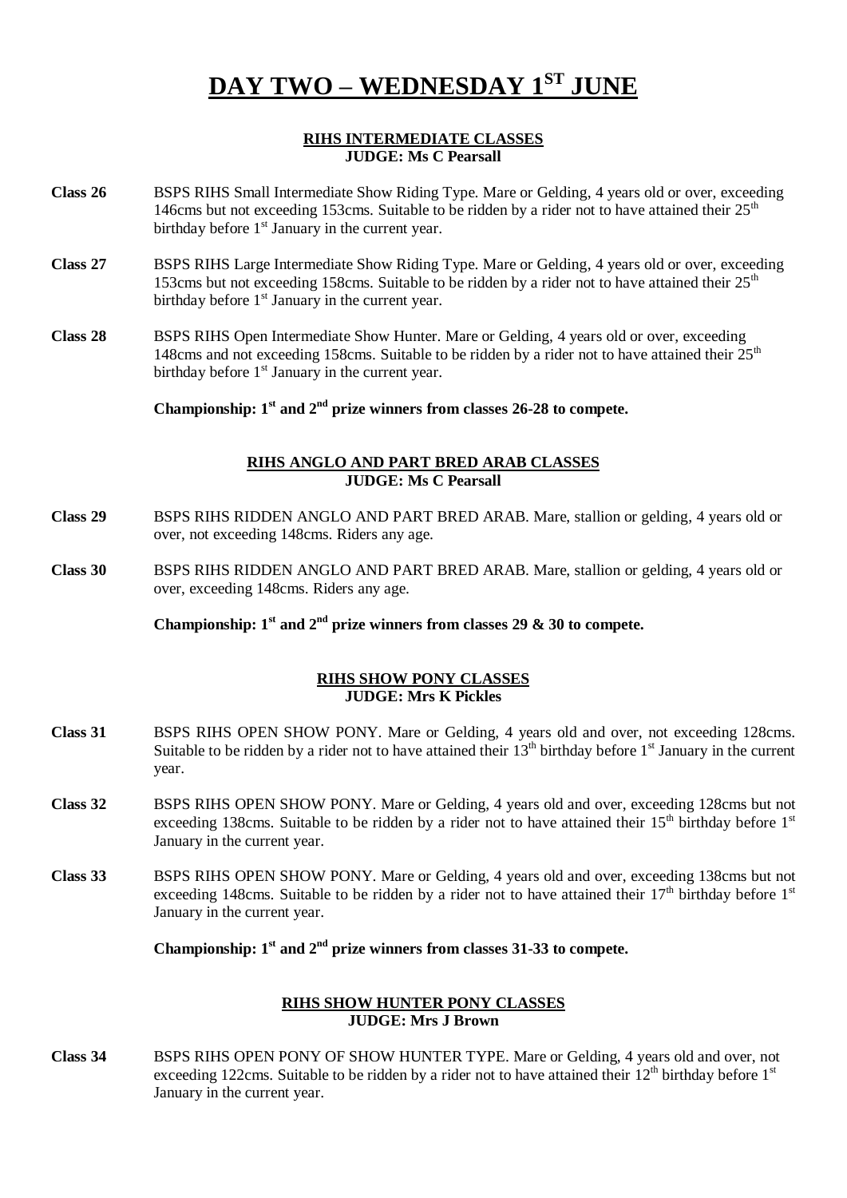# DAY TWO – WEDNESDAY 1ST JUNE

**RIHS INTERMEDIATE CLASSES**
**JUDGE: Ms C Pearsall**

**Class 26** BSPS RIHS Small Intermediate Show Riding Type. Mare or Gelding, 4 years old or over, exceeding 146cms but not exceeding 153cms. Suitable to be ridden by a rider not to have attained their 25th birthday before 1st January in the current year.

**Class 27** BSPS RIHS Large Intermediate Show Riding Type. Mare or Gelding, 4 years old or over, exceeding 153cms but not exceeding 158cms. Suitable to be ridden by a rider not to have attained their 25th birthday before 1st January in the current year.

**Class 28** BSPS RIHS Open Intermediate Show Hunter. Mare or Gelding, 4 years old or over, exceeding 148cms and not exceeding 158cms. Suitable to be ridden by a rider not to have attained their 25th birthday before 1st January in the current year.

**Championship: 1st and 2nd prize winners from classes 26-28 to compete.**

**RIHS ANGLO AND PART BRED ARAB CLASSES**
**JUDGE: Ms C Pearsall**

**Class 29** BSPS RIHS RIDDEN ANGLO AND PART BRED ARAB. Mare, stallion or gelding, 4 years old or over, not exceeding 148cms. Riders any age.

**Class 30** BSPS RIHS RIDDEN ANGLO AND PART BRED ARAB. Mare, stallion or gelding, 4 years old or over, exceeding 148cms. Riders any age.

**Championship: 1st and 2nd prize winners from classes 29 & 30 to compete.**

**RIHS SHOW PONY CLASSES**
**JUDGE: Mrs K Pickles**

**Class 31** BSPS RIHS OPEN SHOW PONY. Mare or Gelding, 4 years old and over, not exceeding 128cms. Suitable to be ridden by a rider not to have attained their 13th birthday before 1st January in the current year.

**Class 32** BSPS RIHS OPEN SHOW PONY. Mare or Gelding, 4 years old and over, exceeding 128cms but not exceeding 138cms. Suitable to be ridden by a rider not to have attained their 15th birthday before 1st January in the current year.

**Class 33** BSPS RIHS OPEN SHOW PONY. Mare or Gelding, 4 years old and over, exceeding 138cms but not exceeding 148cms. Suitable to be ridden by a rider not to have attained their 17th birthday before 1st January in the current year.

**Championship: 1st and 2nd prize winners from classes 31-33 to compete.**

**RIHS SHOW HUNTER PONY CLASSES**
**JUDGE: Mrs J Brown**

**Class 34** BSPS RIHS OPEN PONY OF SHOW HUNTER TYPE. Mare or Gelding, 4 years old and over, not exceeding 122cms. Suitable to be ridden by a rider not to have attained their 12th birthday before 1st January in the current year.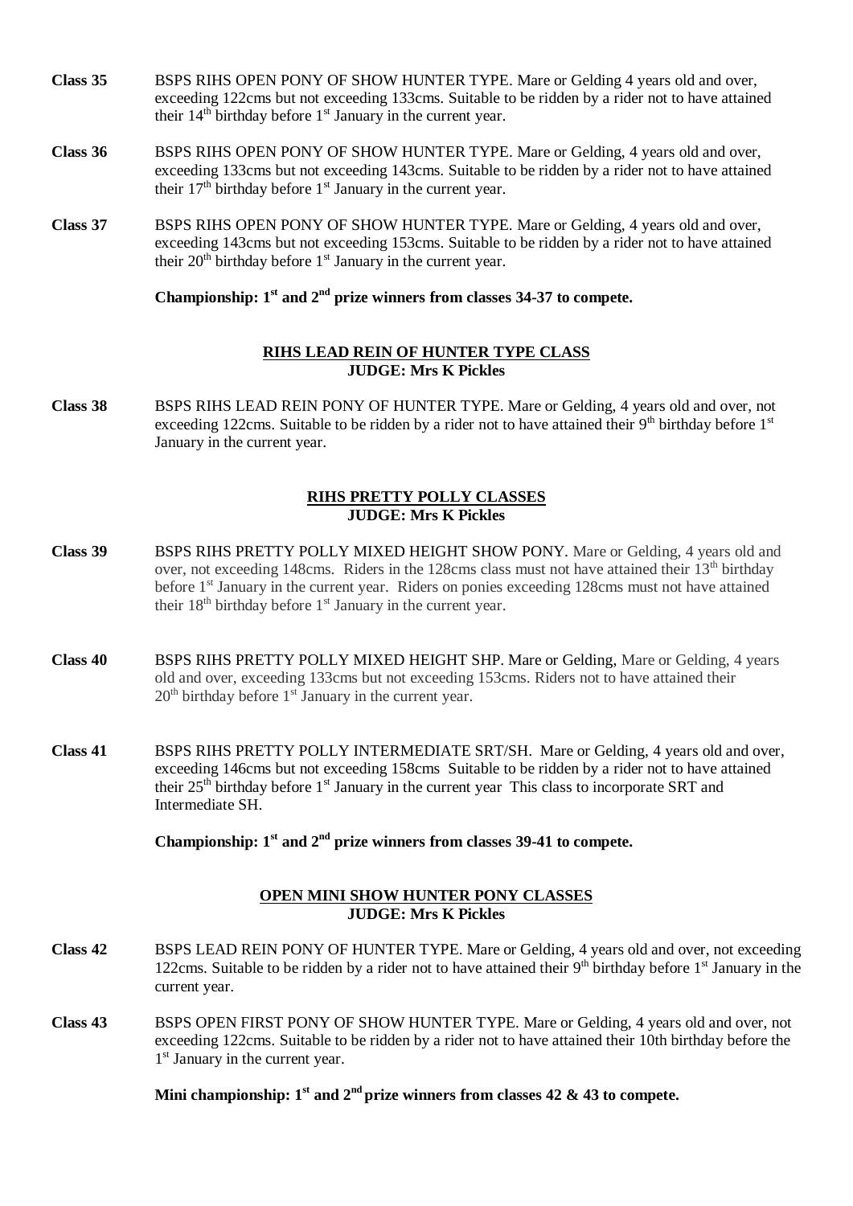**Class 35** BSPS RIHS OPEN PONY OF SHOW HUNTER TYPE. Mare or Gelding 4 years old and over, exceeding 122cms but not exceeding 133cms. Suitable to be ridden by a rider not to have attained their 14th birthday before 1st January in the current year.

**Class 36** BSPS RIHS OPEN PONY OF SHOW HUNTER TYPE. Mare or Gelding, 4 years old and over, exceeding 133cms but not exceeding 143cms. Suitable to be ridden by a rider not to have attained their 17th birthday before 1st January in the current year.

**Class 37** BSPS RIHS OPEN PONY OF SHOW HUNTER TYPE. Mare or Gelding, 4 years old and over, exceeding 143cms but not exceeding 153cms. Suitable to be ridden by a rider not to have attained their 20th birthday before 1st January in the current year.

**Championship: 1st and 2nd prize winners from classes 34-37 to compete.**

## RIHS LEAD REIN OF HUNTER TYPE CLASS
**JUDGE: Mrs K Pickles**

**Class 38** BSPS RIHS LEAD REIN PONY OF HUNTER TYPE. Mare or Gelding, 4 years old and over, not exceeding 122cms. Suitable to be ridden by a rider not to have attained their 9th birthday before 1st January in the current year.

## RIHS PRETTY POLLY CLASSES
**JUDGE: Mrs K Pickles**

**Class 39** BSPS RIHS PRETTY POLLY MIXED HEIGHT SHOW PONY. Mare or Gelding, 4 years old and over, not exceeding 148cms. Riders in the 128cms class must not have attained their 13th birthday before 1st January in the current year. Riders on ponies exceeding 128cms must not have attained their 18th birthday before 1st January in the current year.

**Class 40** BSPS RIHS PRETTY POLLY MIXED HEIGHT SHP. Mare or Gelding, Mare or Gelding, 4 years old and over, exceeding 133cms but not exceeding 153cms. Riders not to have attained their 20th birthday before 1st January in the current year.

**Class 41** BSPS RIHS PRETTY POLLY INTERMEDIATE SRT/SH. Mare or Gelding, 4 years old and over, exceeding 146cms but not exceeding 158cms Suitable to be ridden by a rider not to have attained their 25th birthday before 1st January in the current year This class to incorporate SRT and Intermediate SH.

**Championship: 1st and 2nd prize winners from classes 39-41 to compete.**

## OPEN MINI SHOW HUNTER PONY CLASSES
**JUDGE: Mrs K Pickles**

**Class 42** BSPS LEAD REIN PONY OF HUNTER TYPE. Mare or Gelding, 4 years old and over, not exceeding 122cms. Suitable to be ridden by a rider not to have attained their 9th birthday before 1st January in the current year.

**Class 43** BSPS OPEN FIRST PONY OF SHOW HUNTER TYPE. Mare or Gelding, 4 years old and over, not exceeding 122cms. Suitable to be ridden by a rider not to have attained their 10th birthday before the 1st January in the current year.

**Mini championship: 1st and 2nd prize winners from classes 42 & 43 to compete.**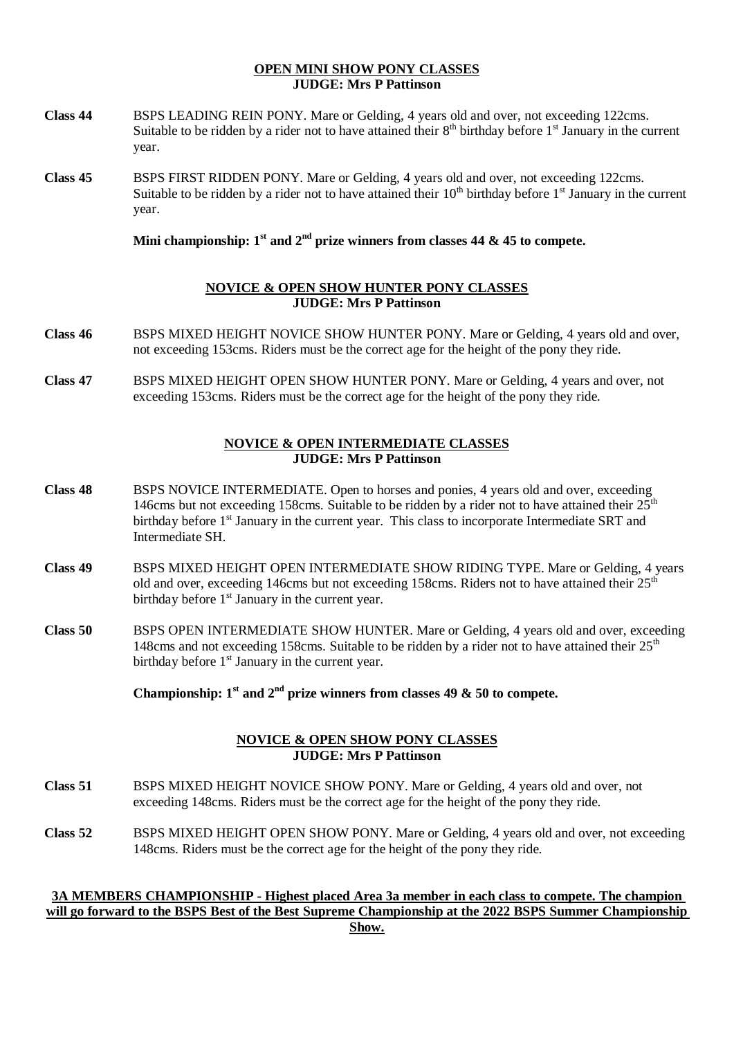**OPEN MINI SHOW PONY CLASSES**
**JUDGE: Mrs P Pattinson**

**Class 44** BSPS LEADING REIN PONY. Mare or Gelding, 4 years old and over, not exceeding 122cms. Suitable to be ridden by a rider not to have attained their 8th birthday before 1st January in the current year.

**Class 45** BSPS FIRST RIDDEN PONY. Mare or Gelding, 4 years old and over, not exceeding 122cms. Suitable to be ridden by a rider not to have attained their 10th birthday before 1st January in the current year.

**Mini championship: 1st and 2nd prize winners from classes 44 & 45 to compete.**

**NOVICE & OPEN SHOW HUNTER PONY CLASSES**
**JUDGE: Mrs P Pattinson**

**Class 46** BSPS MIXED HEIGHT NOVICE SHOW HUNTER PONY. Mare or Gelding, 4 years old and over, not exceeding 153cms. Riders must be the correct age for the height of the pony they ride.

**Class 47** BSPS MIXED HEIGHT OPEN SHOW HUNTER PONY. Mare or Gelding, 4 years and over, not exceeding 153cms. Riders must be the correct age for the height of the pony they ride.

**NOVICE & OPEN INTERMEDIATE CLASSES**
**JUDGE: Mrs P Pattinson**

**Class 48** BSPS NOVICE INTERMEDIATE. Open to horses and ponies, 4 years old and over, exceeding 146cms but not exceeding 158cms. Suitable to be ridden by a rider not to have attained their 25th birthday before 1st January in the current year. This class to incorporate Intermediate SRT and Intermediate SH.

**Class 49** BSPS MIXED HEIGHT OPEN INTERMEDIATE SHOW RIDING TYPE. Mare or Gelding, 4 years old and over, exceeding 146cms but not exceeding 158cms. Riders not to have attained their 25th birthday before 1st January in the current year.

**Class 50** BSPS OPEN INTERMEDIATE SHOW HUNTER. Mare or Gelding, 4 years old and over, exceeding 148cms and not exceeding 158cms. Suitable to be ridden by a rider not to have attained their 25th birthday before 1st January in the current year.

**Championship: 1st and 2nd prize winners from classes 49 & 50 to compete.**

**NOVICE & OPEN SHOW PONY CLASSES**
**JUDGE: Mrs P Pattinson**

**Class 51** BSPS MIXED HEIGHT NOVICE SHOW PONY. Mare or Gelding, 4 years old and over, not exceeding 148cms. Riders must be the correct age for the height of the pony they ride.

**Class 52** BSPS MIXED HEIGHT OPEN SHOW PONY. Mare or Gelding, 4 years old and over, not exceeding 148cms. Riders must be the correct age for the height of the pony they ride.

**3A MEMBERS CHAMPIONSHIP - Highest placed Area 3a member in each class to compete. The champion will go forward to the BSPS Best of the Best Supreme Championship at the 2022 BSPS Summer Championship Show.**